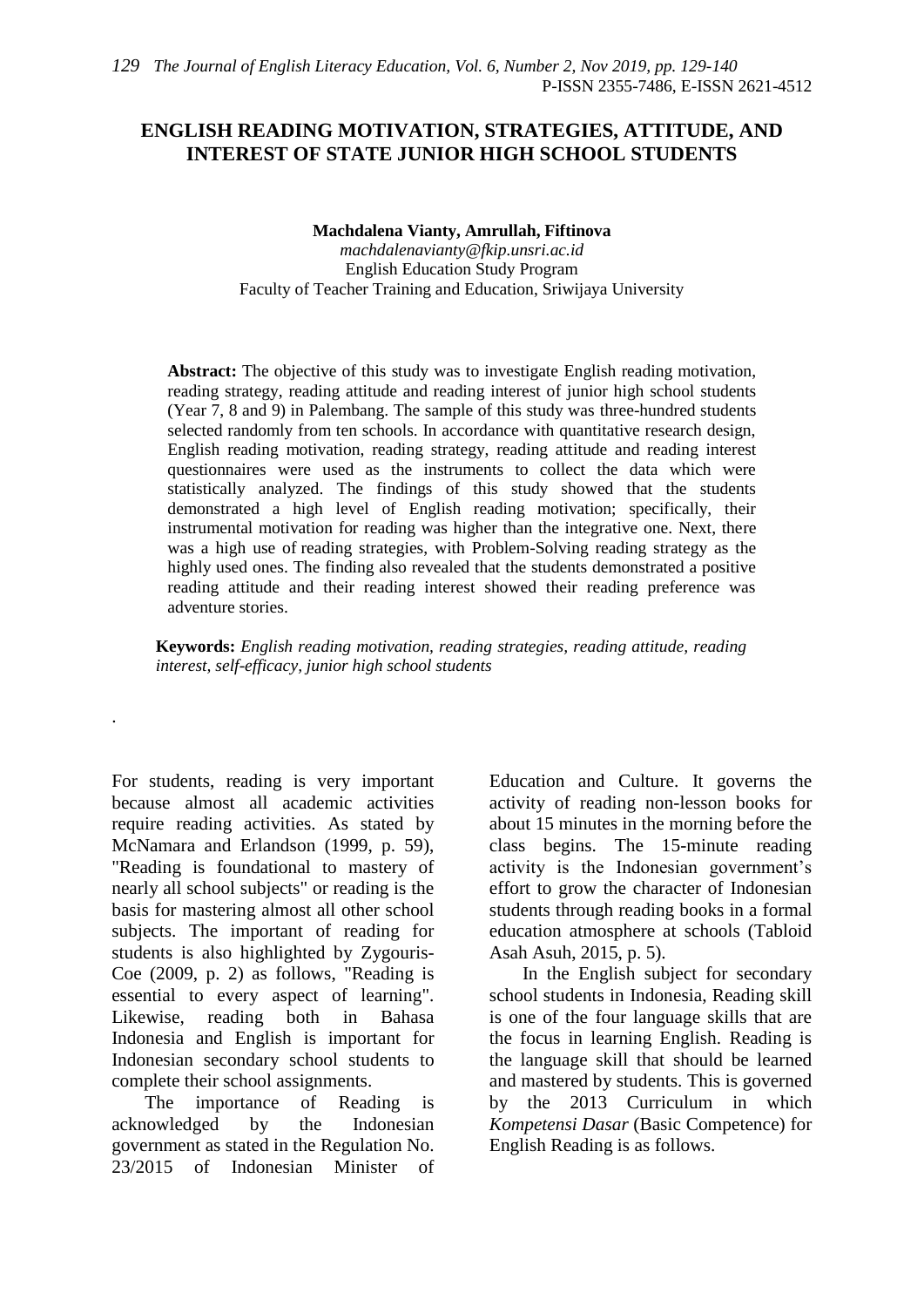# ENGLISH READING MOTIVATION, STRATEGIES, ATTITUDE, AND INTEREST OF STATE JUNIOR HIGH SCHOOL STUDENTS

**Machdalena Vianty, Amrullah, Fiftinova**
*machdalenavianty@fkip.unsri.ac.id*
English Education Study Program
Faculty of Teacher Training and Education, Sriwijaya University

**Abstract:** The objective of this study was to investigate English reading motivation, reading strategy, reading attitude and reading interest of junior high school students (Year 7, 8 and 9) in Palembang. The sample of this study was three-hundred students selected randomly from ten schools. In accordance with quantitative research design, English reading motivation, reading strategy, reading attitude and reading interest questionnaires were used as the instruments to collect the data which were statistically analyzed. The findings of this study showed that the students demonstrated a high level of English reading motivation; specifically, their instrumental motivation for reading was higher than the integrative one. Next, there was a high use of reading strategies, with Problem-Solving reading strategy as the highly used ones. The finding also revealed that the students demonstrated a positive reading attitude and their reading interest showed their reading preference was adventure stories.

**Keywords:** *English reading motivation, reading strategies, reading attitude, reading interest, self-efficacy, junior high school students*

For students, reading is very important because almost all academic activities require reading activities. As stated by McNamara and Erlandson (1999, p. 59), "Reading is foundational to mastery of nearly all school subjects" or reading is the basis for mastering almost all other school subjects. The important of reading for students is also highlighted by Zygouris-Coe (2009, p. 2) as follows, "Reading is essential to every aspect of learning". Likewise, reading both in Bahasa Indonesia and English is important for Indonesian secondary school students to complete their school assignments.

The importance of Reading is acknowledged by the Indonesian government as stated in the Regulation No. 23/2015 of Indonesian Minister of Education and Culture. It governs the activity of reading non-lesson books for about 15 minutes in the morning before the class begins. The 15-minute reading activity is the Indonesian government's effort to grow the character of Indonesian students through reading books in a formal education atmosphere at schools (Tabloid Asah Asuh, 2015, p. 5).

In the English subject for secondary school students in Indonesia, Reading skill is one of the four language skills that are the focus in learning English. Reading is the language skill that should be learned and mastered by students. This is governed by the 2013 Curriculum in which *Kompetensi Dasar* (Basic Competence) for English Reading is as follows.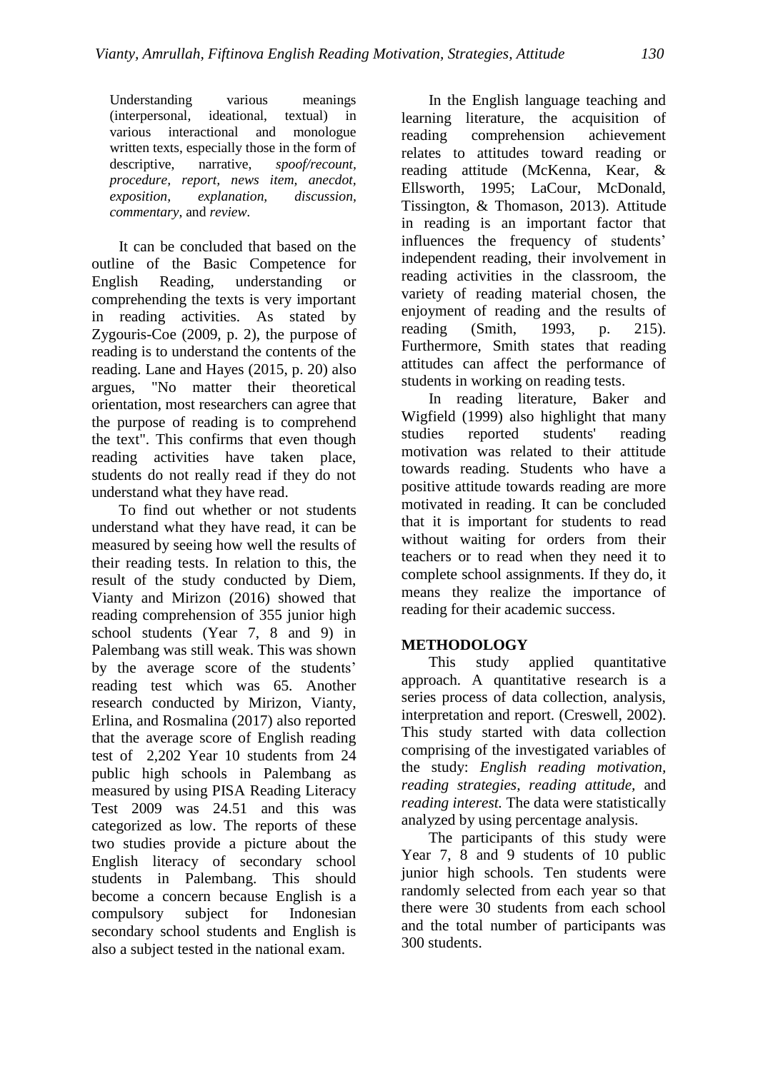Understanding various meanings (interpersonal, ideational, textual) in various interactional and monologue written texts, especially those in the form of descriptive, narrative, *spoof/recount, procedure, report, news item, anecdot, exposition, explanation, discussion, commentary,* and *review.*

It can be concluded that based on the outline of the Basic Competence for English Reading, understanding or comprehending the texts is very important in reading activities. As stated by Zygouris-Coe (2009, p. 2), the purpose of reading is to understand the contents of the reading. Lane and Hayes (2015, p. 20) also argues, "No matter their theoretical orientation, most researchers can agree that the purpose of reading is to comprehend the text". This confirms that even though reading activities have taken place, students do not really read if they do not understand what they have read.

To find out whether or not students understand what they have read, it can be measured by seeing how well the results of their reading tests. In relation to this, the result of the study conducted by Diem, Vianty and Mirizon (2016) showed that reading comprehension of 355 junior high school students (Year 7, 8 and 9) in Palembang was still weak. This was shown by the average score of the students' reading test which was 65. Another research conducted by Mirizon, Vianty, Erlina, and Rosmalina (2017) also reported that the average score of English reading test of 2,202 Year 10 students from 24 public high schools in Palembang as measured by using PISA Reading Literacy Test 2009 was 24.51 and this was categorized as low. The reports of these two studies provide a picture about the English literacy of secondary school students in Palembang. This should become a concern because English is a compulsory subject for Indonesian secondary school students and English is also a subject tested in the national exam.

In the English language teaching and learning literature, the acquisition of reading comprehension achievement relates to attitudes toward reading or reading attitude (McKenna, Kear, & Ellsworth, 1995; LaCour, McDonald, Tissington, & Thomason, 2013). Attitude in reading is an important factor that influences the frequency of students' independent reading, their involvement in reading activities in the classroom, the variety of reading material chosen, the enjoyment of reading and the results of reading (Smith, 1993, p. 215). Furthermore, Smith states that reading attitudes can affect the performance of students in working on reading tests.

In reading literature, Baker and Wigfield (1999) also highlight that many studies reported students' reading motivation was related to their attitude towards reading. Students who have a positive attitude towards reading are more motivated in reading. It can be concluded that it is important for students to read without waiting for orders from their teachers or to read when they need it to complete school assignments. If they do, it means they realize the importance of reading for their academic success.

## METHODOLOGY

This study applied quantitative approach. A quantitative research is a series process of data collection, analysis, interpretation and report. (Creswell, 2002). This study started with data collection comprising of the investigated variables of the study: *English reading motivation*, *reading strategies*, *reading attitude*, and *reading interest.* The data were statistically analyzed by using percentage analysis.

The participants of this study were Year 7, 8 and 9 students of 10 public junior high schools. Ten students were randomly selected from each year so that there were 30 students from each school and the total number of participants was 300 students.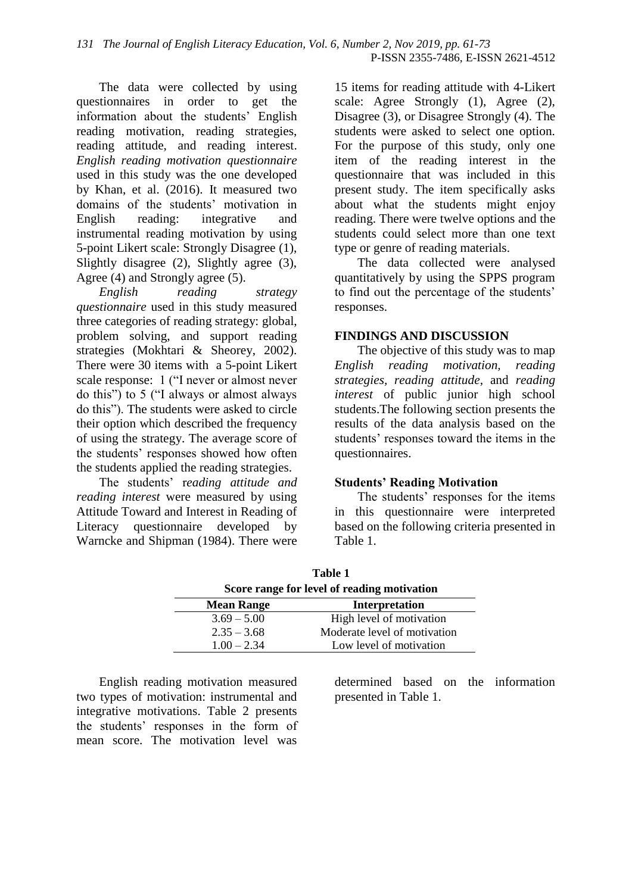The data were collected by using questionnaires in order to get the information about the students' English reading motivation, reading strategies, reading attitude, and reading interest. *English reading motivation questionnaire* used in this study was the one developed by Khan, et al. (2016). It measured two domains of the students' motivation in English reading: integrative and instrumental reading motivation by using 5-point Likert scale: Strongly Disagree (1), Slightly disagree (2), Slightly agree (3), Agree (4) and Strongly agree (5).

*English reading strategy questionnaire* used in this study measured three categories of reading strategy: global, problem solving, and support reading strategies (Mokhtari & Sheorey, 2002). There were 30 items with a 5-point Likert scale response: 1 ("I never or almost never do this") to 5 ("I always or almost always do this"). The students were asked to circle their option which described the frequency of using the strategy. The average score of the students' responses showed how often the students applied the reading strategies.

The students' r*eading attitude and reading interest* were measured by using Attitude Toward and Interest in Reading of Literacy questionnaire developed by Warncke and Shipman (1984). There were 15 items for reading attitude with 4-Likert scale: Agree Strongly (1), Agree (2), Disagree (3), or Disagree Strongly (4). The students were asked to select one option. For the purpose of this study, only one item of the reading interest in the questionnaire that was included in this present study. The item specifically asks about what the students might enjoy reading. There were twelve options and the students could select more than one text type or genre of reading materials.

The data collected were analysed quantitatively by using the SPPS program to find out the percentage of the students' responses.

## FINDINGS AND DISCUSSION

The objective of this study was to map *English reading motivation*, *reading strategies*, *reading attitude*, and *reading interest* of public junior high school students.The following section presents the results of the data analysis based on the students' responses toward the items in the questionnaires.

### Students' Reading Motivation

The students' responses for the items in this questionnaire were interpreted based on the following criteria presented in Table 1.

**Table 1**
**Score range for level of reading motivation**

| Mean Range | Interpretation |
|---|---|
| 3.69 – 5.00 | High level of motivation |
| 2.35 – 3.68 | Moderate level of motivation |
| 1.00 – 2.34 | Low level of motivation |

English reading motivation measured two types of motivation: instrumental and integrative motivations. Table 2 presents the students' responses in the form of mean score. The motivation level was determined based on the information presented in Table 1.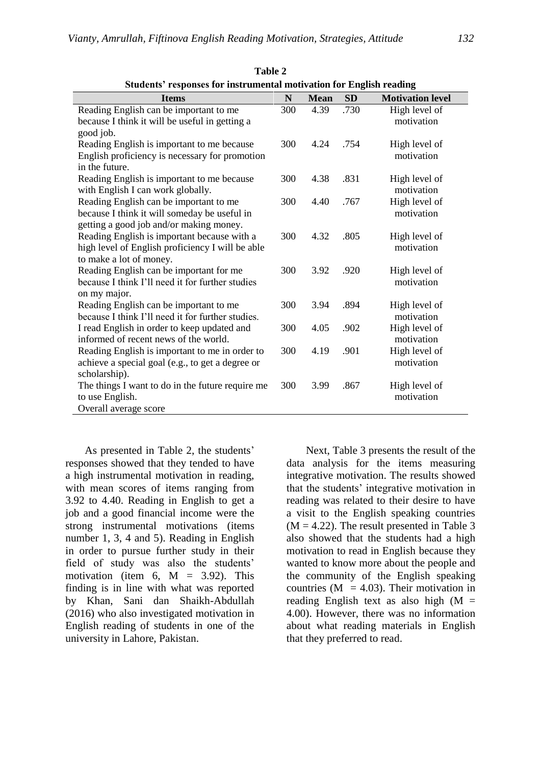**Table 2**
**Students' responses for instrumental motivation for English reading**

| Items | N | Mean | SD | Motivation level |
|---|---|---|---|---|
| Reading English can be important to me because I think it will be useful in getting a good job. | 300 | 4.39 | .730 | High level of motivation |
| Reading English is important to me because English proficiency is necessary for promotion in the future. | 300 | 4.24 | .754 | High level of motivation |
| Reading English is important to me because with English I can work globally. | 300 | 4.38 | .831 | High level of motivation |
| Reading English can be important to me because I think it will someday be useful in getting a good job and/or making money. | 300 | 4.40 | .767 | High level of motivation |
| Reading English is important because with a high level of English proficiency I will be able to make a lot of money. | 300 | 4.32 | .805 | High level of motivation |
| Reading English can be important for me because I think I'll need it for further studies on my major. | 300 | 3.92 | .920 | High level of motivation |
| Reading English can be important to me because I think I'll need it for further studies. | 300 | 3.94 | .894 | High level of motivation |
| I read English in order to keep updated and informed of recent news of the world. | 300 | 4.05 | .902 | High level of motivation |
| Reading English is important to me in order to achieve a special goal (e.g., to get a degree or scholarship). | 300 | 4.19 | .901 | High level of motivation |
| The things I want to do in the future require me to use English. | 300 | 3.99 | .867 | High level of motivation |
| Overall average score | | | | |

As presented in Table 2, the students' responses showed that they tended to have a high instrumental motivation in reading, with mean scores of items ranging from 3.92 to 4.40. Reading in English to get a job and a good financial income were the strong instrumental motivations (items number 1, 3, 4 and 5). Reading in English in order to pursue further study in their field of study was also the students' motivation (item 6, M = 3.92). This finding is in line with what was reported by Khan, Sani dan Shaikh-Abdullah (2016) who also investigated motivation in English reading of students in one of the university in Lahore, Pakistan.

Next, Table 3 presents the result of the data analysis for the items measuring integrative motivation. The results showed that the students' integrative motivation in reading was related to their desire to have a visit to the English speaking countries (M = 4.22). The result presented in Table 3 also showed that the students had a high motivation to read in English because they wanted to know more about the people and the community of the English speaking countries (M = 4.03). Their motivation in reading English text as also high (M = 4.00). However, there was no information about what reading materials in English that they preferred to read.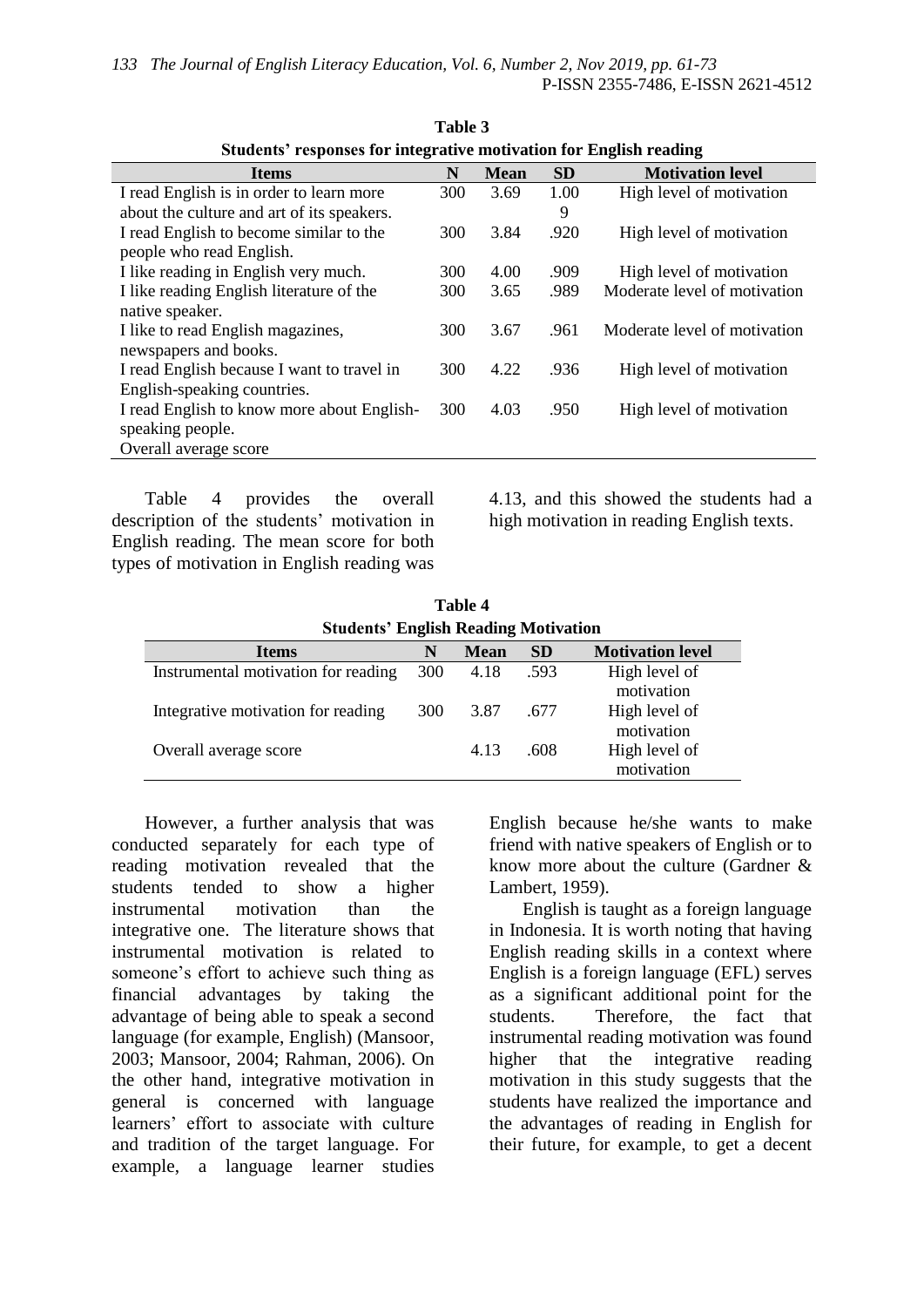**Table 3**
**Students' responses for integrative motivation for English reading**

| Items | N | Mean | SD | Motivation level |
|---|---|---|---|---|
| I read English is in order to learn more about the culture and art of its speakers. | 300 | 3.69 | 1.009 | High level of motivation |
| I read English to become similar to the people who read English. | 300 | 3.84 | .920 | High level of motivation |
| I like reading in English very much. | 300 | 4.00 | .909 | High level of motivation |
| I like reading English literature of the native speaker. | 300 | 3.65 | .989 | Moderate level of motivation |
| I like to read English magazines, newspapers and books. | 300 | 3.67 | .961 | Moderate level of motivation |
| I read English because I want to travel in English-speaking countries. | 300 | 4.22 | .936 | High level of motivation |
| I read English to know more about English-speaking people. | 300 | 4.03 | .950 | High level of motivation |
| Overall average score | | | | |

Table 4 provides the overall description of the students' motivation in English reading. The mean score for both types of motivation in English reading was 4.13, and this showed the students had a high motivation in reading English texts.

**Table 4**
**Students' English Reading Motivation**

| Items | N | Mean | SD | Motivation level |
|---|---|---|---|---|
| Instrumental motivation for reading | 300 | 4.18 | .593 | High level of motivation |
| Integrative motivation for reading | 300 | 3.87 | .677 | High level of motivation |
| Overall average score | | 4.13 | .608 | High level of motivation |

However, a further analysis that was conducted separately for each type of reading motivation revealed that the students tended to show a higher instrumental motivation than the integrative one. The literature shows that instrumental motivation is related to someone's effort to achieve such thing as financial advantages by taking the advantage of being able to speak a second language (for example, English) (Mansoor, 2003; Mansoor, 2004; Rahman, 2006). On the other hand, integrative motivation in general is concerned with language learners' effort to associate with culture and tradition of the target language. For example, a language learner studies English because he/she wants to make friend with native speakers of English or to know more about the culture (Gardner & Lambert, 1959).

English is taught as a foreign language in Indonesia. It is worth noting that having English reading skills in a context where English is a foreign language (EFL) serves as a significant additional point for the students. Therefore, the fact that instrumental reading motivation was found higher that the integrative reading motivation in this study suggests that the students have realized the importance and the advantages of reading in English for their future, for example, to get a decent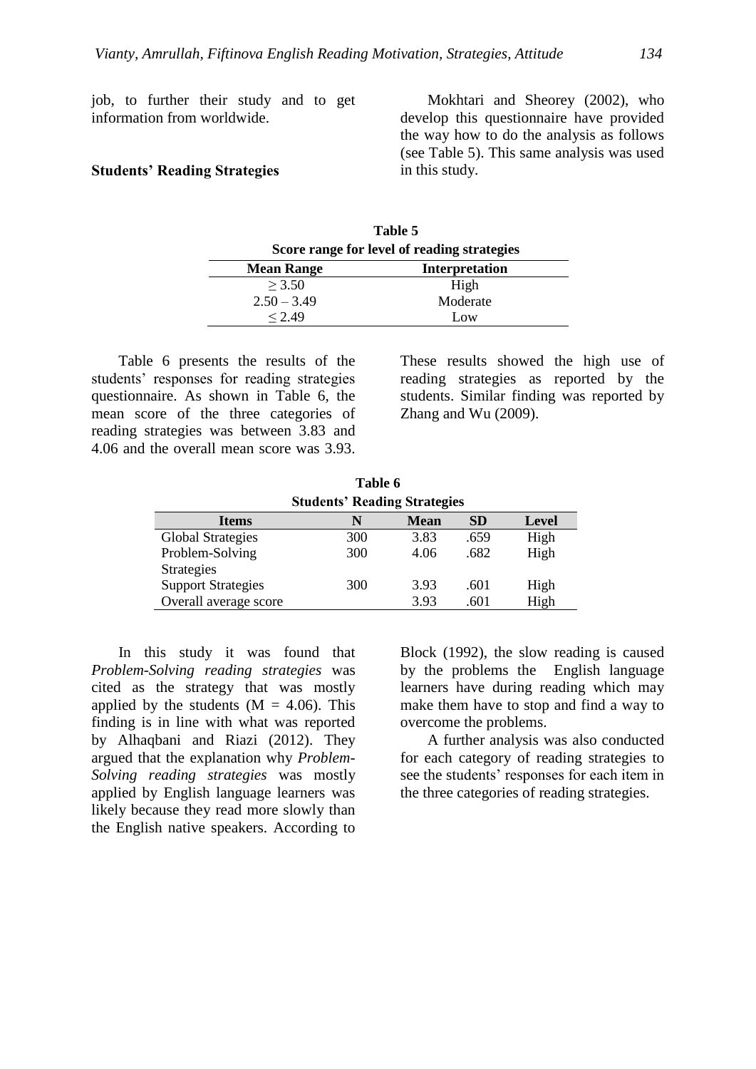job, to further their study and to get information from worldwide.

**Students' Reading Strategies**

Mokhtari and Sheorey (2002), who develop this questionnaire have provided the way how to do the analysis as follows (see Table 5). This same analysis was used in this study.

**Table 5**
**Score range for level of reading strategies**

| Mean Range | Interpretation |
|---|---|
| ≥ 3.50 | High |
| 2.50 – 3.49 | Moderate |
| ≤ 2.49 | Low |

Table 6 presents the results of the students' responses for reading strategies questionnaire. As shown in Table 6, the mean score of the three categories of reading strategies was between 3.83 and 4.06 and the overall mean score was 3.93. These results showed the high use of reading strategies as reported by the students. Similar finding was reported by Zhang and Wu (2009).

**Table 6**
**Students' Reading Strategies**

| Items | N | Mean | SD | Level |
|---|---|---|---|---|
| Global Strategies | 300 | 3.83 | .659 | High |
| Problem-Solving Strategies | 300 | 4.06 | .682 | High |
| Support Strategies | 300 | 3.93 | .601 | High |
| Overall average score | | 3.93 | .601 | High |

In this study it was found that *Problem-Solving reading strategies* was cited as the strategy that was mostly applied by the students (M = 4.06). This finding is in line with what was reported by Alhaqbani and Riazi (2012). They argued that the explanation why *Problem-Solving reading strategies* was mostly applied by English language learners was likely because they read more slowly than the English native speakers. According to Block (1992), the slow reading is caused by the problems the English language learners have during reading which may make them have to stop and find a way to overcome the problems.

A further analysis was also conducted for each category of reading strategies to see the students' responses for each item in the three categories of reading strategies.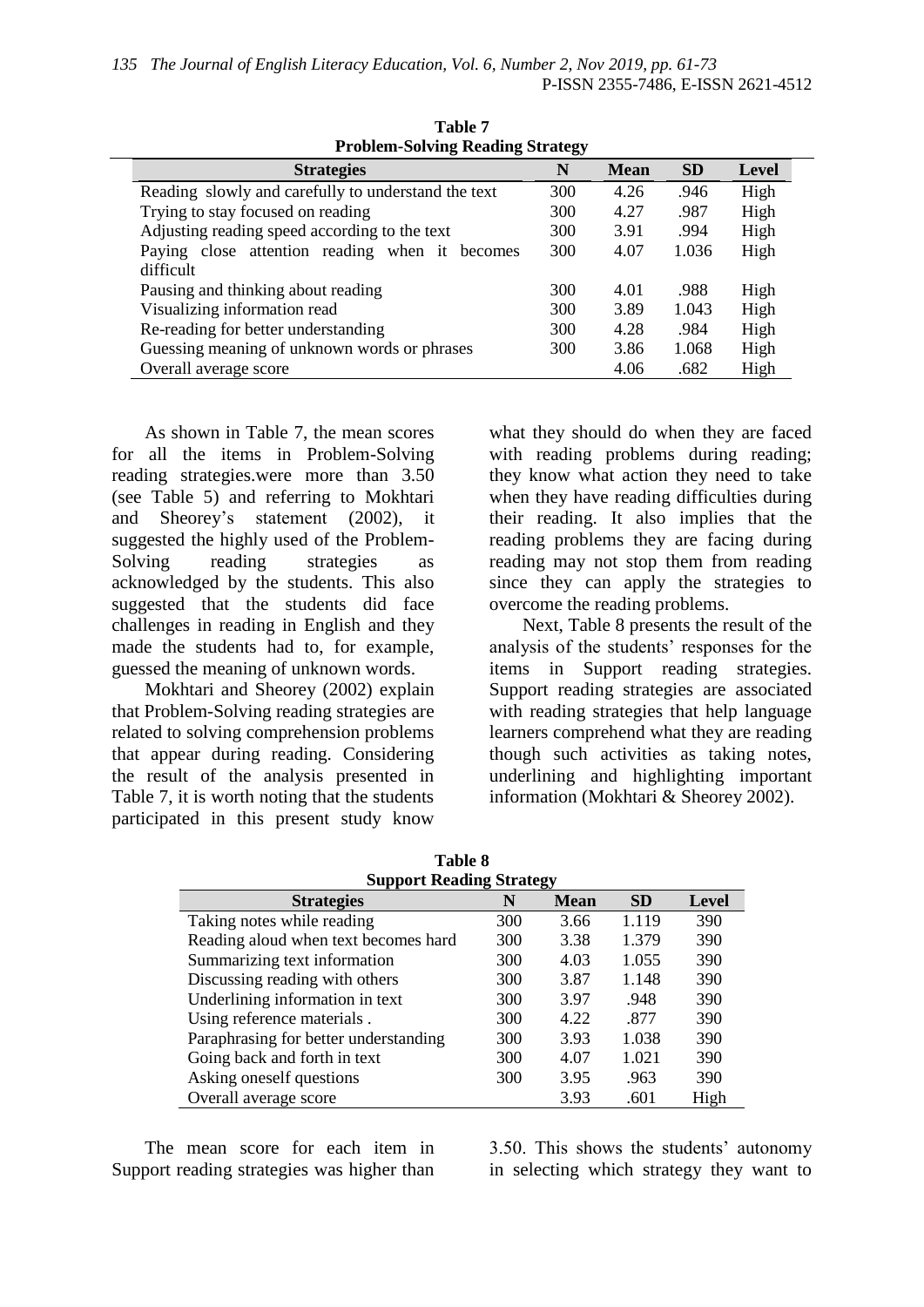**Table 7**
**Problem-Solving Reading Strategy**

| Strategies | N | Mean | SD | Level |
|---|---|---|---|---|
| Reading slowly and carefully to understand the text | 300 | 4.26 | .946 | High |
| Trying to stay focused on reading | 300 | 4.27 | .987 | High |
| Adjusting reading speed according to the text | 300 | 3.91 | .994 | High |
| Paying close attention reading when it becomes difficult | 300 | 4.07 | 1.036 | High |
| Pausing and thinking about reading | 300 | 4.01 | .988 | High |
| Visualizing information read | 300 | 3.89 | 1.043 | High |
| Re-reading for better understanding | 300 | 4.28 | .984 | High |
| Guessing meaning of unknown words or phrases | 300 | 3.86 | 1.068 | High |
| Overall average score | | 4.06 | .682 | High |

As shown in Table 7, the mean scores for all the items in Problem-Solving reading strategies.were more than 3.50 (see Table 5) and referring to Mokhtari and Sheorey's statement (2002), it suggested the highly used of the Problem-Solving reading strategies as acknowledged by the students. This also suggested that the students did face challenges in reading in English and they made the students had to, for example, guessed the meaning of unknown words.

Mokhtari and Sheorey (2002) explain that Problem-Solving reading strategies are related to solving comprehension problems that appear during reading. Considering the result of the analysis presented in Table 7, it is worth noting that the students participated in this present study know what they should do when they are faced with reading problems during reading; they know what action they need to take when they have reading difficulties during their reading. It also implies that the reading problems they are facing during reading may not stop them from reading since they can apply the strategies to overcome the reading problems.

Next, Table 8 presents the result of the analysis of the students' responses for the items in Support reading strategies. Support reading strategies are associated with reading strategies that help language learners comprehend what they are reading though such activities as taking notes, underlining and highlighting important information (Mokhtari & Sheorey 2002).

**Table 8**
**Support Reading Strategy**

| Strategies | N | Mean | SD | Level |
|---|---|---|---|---|
| Taking notes while reading | 300 | 3.66 | 1.119 | 390 |
| Reading aloud when text becomes hard | 300 | 3.38 | 1.379 | 390 |
| Summarizing text information | 300 | 4.03 | 1.055 | 390 |
| Discussing reading with others | 300 | 3.87 | 1.148 | 390 |
| Underlining information in text | 300 | 3.97 | .948 | 390 |
| Using reference materials . | 300 | 4.22 | .877 | 390 |
| Paraphrasing for better understanding | 300 | 3.93 | 1.038 | 390 |
| Going back and forth in text | 300 | 4.07 | 1.021 | 390 |
| Asking oneself questions | 300 | 3.95 | .963 | 390 |
| Overall average score | | 3.93 | .601 | High |

The mean score for each item in Support reading strategies was higher than 3.50. This shows the students' autonomy in selecting which strategy they want to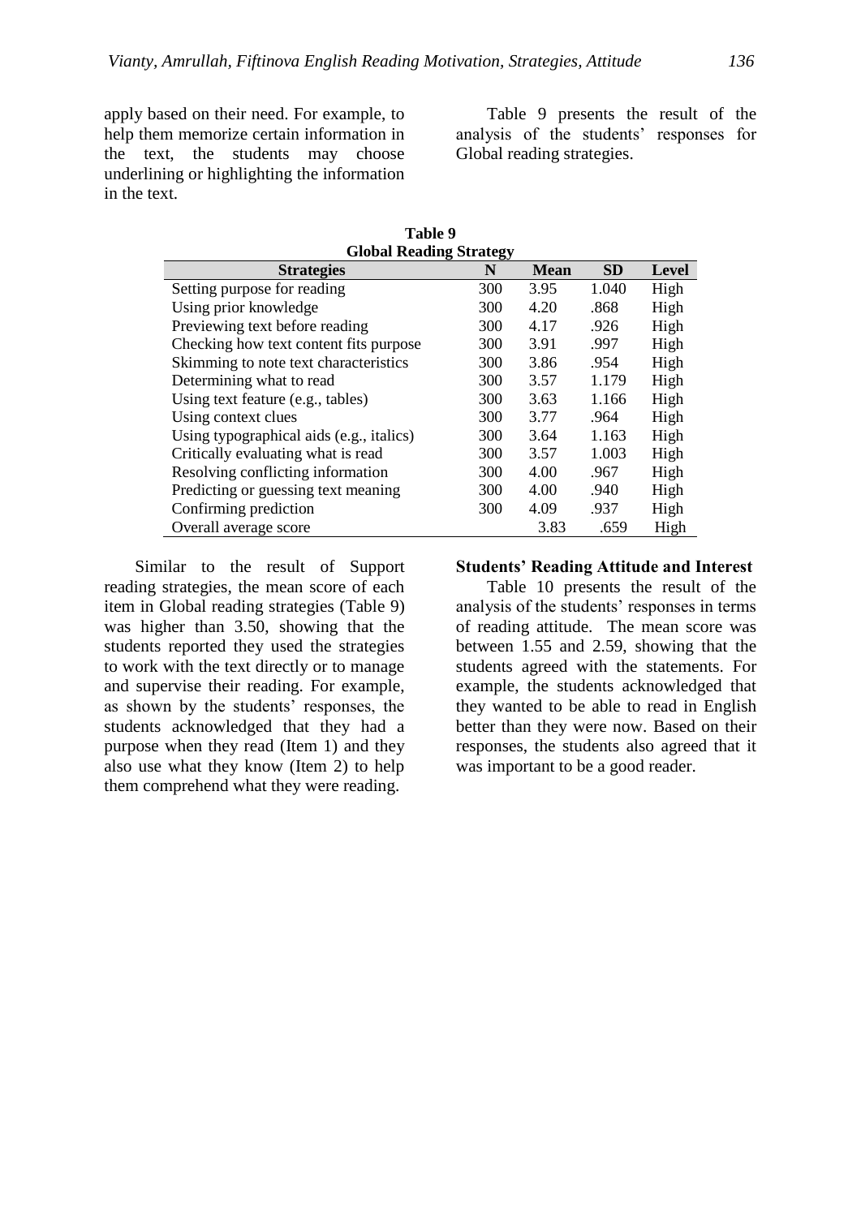apply based on their need. For example, to help them memorize certain information in the text, the students may choose underlining or highlighting the information in the text.

Table 9 presents the result of the analysis of the students' responses for Global reading strategies.

**Table 9**
**Global Reading Strategy**

| Strategies | N | Mean | SD | Level |
|---|---|---|---|---|
| Setting purpose for reading | 300 | 3.95 | 1.040 | High |
| Using prior knowledge | 300 | 4.20 | .868 | High |
| Previewing text before reading | 300 | 4.17 | .926 | High |
| Checking how text content fits purpose | 300 | 3.91 | .997 | High |
| Skimming to note text characteristics | 300 | 3.86 | .954 | High |
| Determining what to read | 300 | 3.57 | 1.179 | High |
| Using text feature (e.g., tables) | 300 | 3.63 | 1.166 | High |
| Using context clues | 300 | 3.77 | .964 | High |
| Using typographical aids (e.g., italics) | 300 | 3.64 | 1.163 | High |
| Critically evaluating what is read | 300 | 3.57 | 1.003 | High |
| Resolving conflicting information | 300 | 4.00 | .967 | High |
| Predicting or guessing text meaning | 300 | 4.00 | .940 | High |
| Confirming prediction | 300 | 4.09 | .937 | High |
| Overall average score | | 3.83 | .659 | High |

Similar to the result of Support reading strategies, the mean score of each item in Global reading strategies (Table 9) was higher than 3.50, showing that the students reported they used the strategies to work with the text directly or to manage and supervise their reading. For example, as shown by the students' responses, the students acknowledged that they had a purpose when they read (Item 1) and they also use what they know (Item 2) to help them comprehend what they were reading.

**Students' Reading Attitude and Interest**

Table 10 presents the result of the analysis of the students' responses in terms of reading attitude. The mean score was between 1.55 and 2.59, showing that the students agreed with the statements. For example, the students acknowledged that they wanted to be able to read in English better than they were now. Based on their responses, the students also agreed that it was important to be a good reader.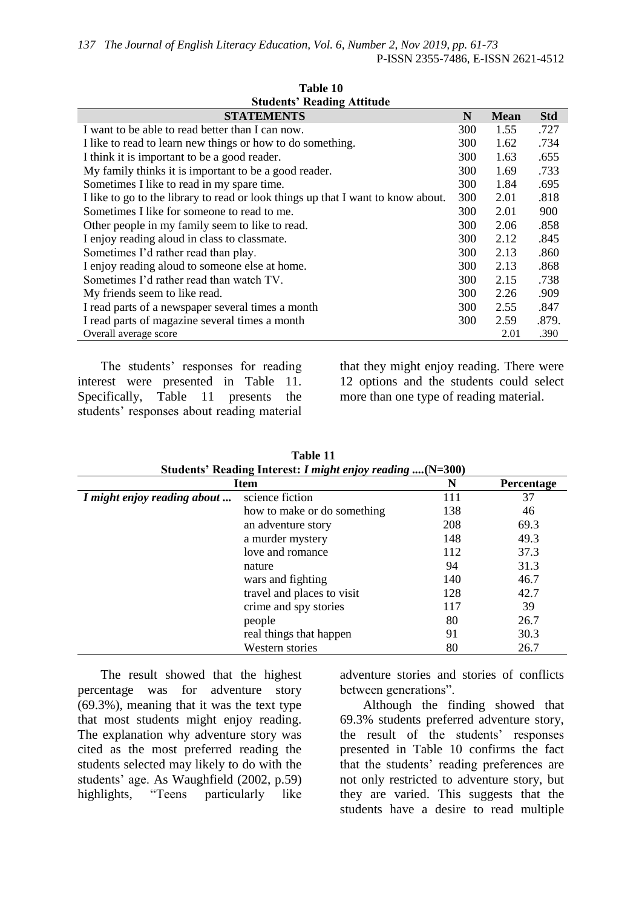**Table 10**
**Students' Reading Attitude**

| STATEMENTS | N | Mean | Std |
|---|---|---|---|
| I want to be able to read better than I can now. | 300 | 1.55 | .727 |
| I like to read to learn new things or how to do something. | 300 | 1.62 | .734 |
| I think it is important to be a good reader. | 300 | 1.63 | .655 |
| My family thinks it is important to be a good reader. | 300 | 1.69 | .733 |
| Sometimes I like to read in my spare time. | 300 | 1.84 | .695 |
| I like to go to the library to read or look things up that I want to know about. | 300 | 2.01 | .818 |
| Sometimes I like for someone to read to me. | 300 | 2.01 | 900 |
| Other people in my family seem to like to read. | 300 | 2.06 | .858 |
| I enjoy reading aloud in class to classmate. | 300 | 2.12 | .845 |
| Sometimes I'd rather read than play. | 300 | 2.13 | .860 |
| I enjoy reading aloud to someone else at home. | 300 | 2.13 | .868 |
| Sometimes I'd rather read than watch TV. | 300 | 2.15 | .738 |
| My friends seem to like read. | 300 | 2.26 | .909 |
| I read parts of a newspaper several times a month | 300 | 2.55 | .847 |
| I read parts of magazine several times a month | 300 | 2.59 | .879. |
| Overall average score | | 2.01 | .390 |

The students' responses for reading interest were presented in Table 11. Specifically, Table 11 presents the students' responses about reading material that they might enjoy reading. There were 12 options and the students could select more than one type of reading material.

**Table 11**
**Students' Reading Interest: *I might enjoy reading* ....(N=300)**

| Item | | N | Percentage |
|---|---|---|---|
| ***I might enjoy reading about ...*** | science fiction | 111 | 37 |
| | how to make or do something | 138 | 46 |
| | an adventure story | 208 | 69.3 |
| | a murder mystery | 148 | 49.3 |
| | love and romance | 112 | 37.3 |
| | nature | 94 | 31.3 |
| | wars and fighting | 140 | 46.7 |
| | travel and places to visit | 128 | 42.7 |
| | crime and spy stories | 117 | 39 |
| | people | 80 | 26.7 |
| | real things that happen | 91 | 30.3 |
| | Western stories | 80 | 26.7 |

The result showed that the highest percentage was for adventure story (69.3%), meaning that it was the text type that most students might enjoy reading. The explanation why adventure story was cited as the most preferred reading the students selected may likely to do with the students' age. As Waughfield (2002, p.59) highlights, "Teens particularly like adventure stories and stories of conflicts between generations".

Although the finding showed that 69.3% students preferred adventure story, the result of the students' responses presented in Table 10 confirms the fact that the students' reading preferences are not only restricted to adventure story, but they are varied. This suggests that the students have a desire to read multiple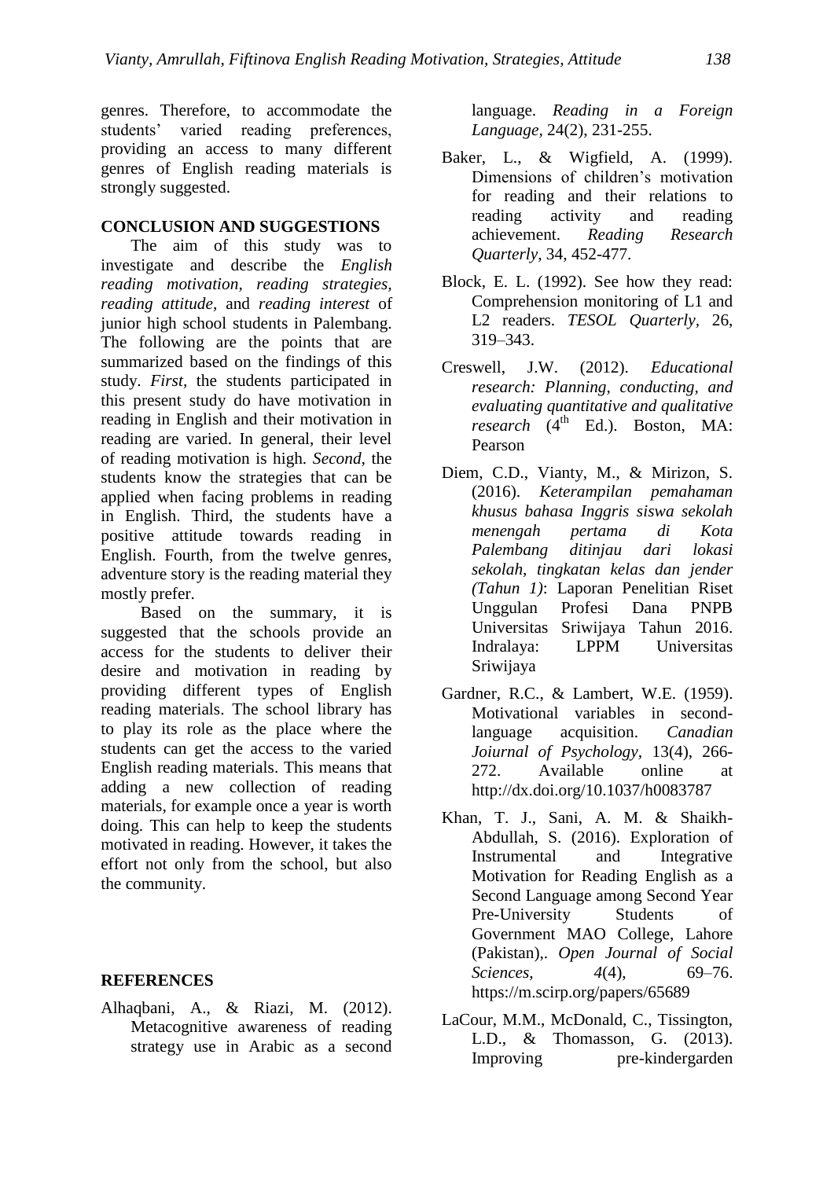genres. Therefore, to accommodate the students' varied reading preferences, providing an access to many different genres of English reading materials is strongly suggested.

## CONCLUSION AND SUGGESTIONS

The aim of this study was to investigate and describe the *English reading motivation*, *reading strategies*, *reading attitude*, and *reading interest* of junior high school students in Palembang. The following are the points that are summarized based on the findings of this study. *First*, the students participated in this present study do have motivation in reading in English and their motivation in reading are varied. In general, their level of reading motivation is high. *Second*, the students know the strategies that can be applied when facing problems in reading in English. Third, the students have a positive attitude towards reading in English. Fourth, from the twelve genres, adventure story is the reading material they mostly prefer.

Based on the summary, it is suggested that the schools provide an access for the students to deliver their desire and motivation in reading by providing different types of English reading materials. The school library has to play its role as the place where the students can get the access to the varied English reading materials. This means that adding a new collection of reading materials, for example once a year is worth doing. This can help to keep the students motivated in reading. However, it takes the effort not only from the school, but also the community.

## REFERENCES

Alhaqbani, A., & Riazi, M. (2012). Metacognitive awareness of reading strategy use in Arabic as a second language. *Reading in a Foreign Language*, 24(2), 231-255.

Baker, L., & Wigfield, A. (1999). Dimensions of children's motivation for reading and their relations to reading activity and reading achievement. *Reading Research Quarterly*, 34, 452-477.

Block, E. L. (1992). See how they read: Comprehension monitoring of L1 and L2 readers. *TESOL Quarterly*, 26, 319–343.

Creswell, J.W. (2012). *Educational research: Planning, conducting, and evaluating quantitative and qualitative research* (4th Ed.). Boston, MA: Pearson

Diem, C.D., Vianty, M., & Mirizon, S. (2016). *Keterampilan pemahaman khusus bahasa Inggris siswa sekolah menengah pertama di Kota Palembang ditinjau dari lokasi sekolah, tingkatan kelas dan jender (Tahun 1)*: Laporan Penelitian Riset Unggulan Profesi Dana PNPB Universitas Sriwijaya Tahun 2016. Indralaya: LPPM Universitas Sriwijaya

Gardner, R.C., & Lambert, W.E. (1959). Motivational variables in second-language acquisition. *Canadian Joiurnal of Psychology*, 13(4), 266-272. Available online at http://dx.doi.org/10.1037/h0083787

Khan, T. J., Sani, A. M. & Shaikh-Abdullah, S. (2016). Exploration of Instrumental and Integrative Motivation for Reading English as a Second Language among Second Year Pre-University Students of Government MAO College, Lahore (Pakistan),. *Open Journal of Social Sciences*, *4*(4), 69–76. https://m.scirp.org/papers/65689

LaCour, M.M., McDonald, C., Tissington, L.D., & Thomasson, G. (2013). Improving pre-kindergarden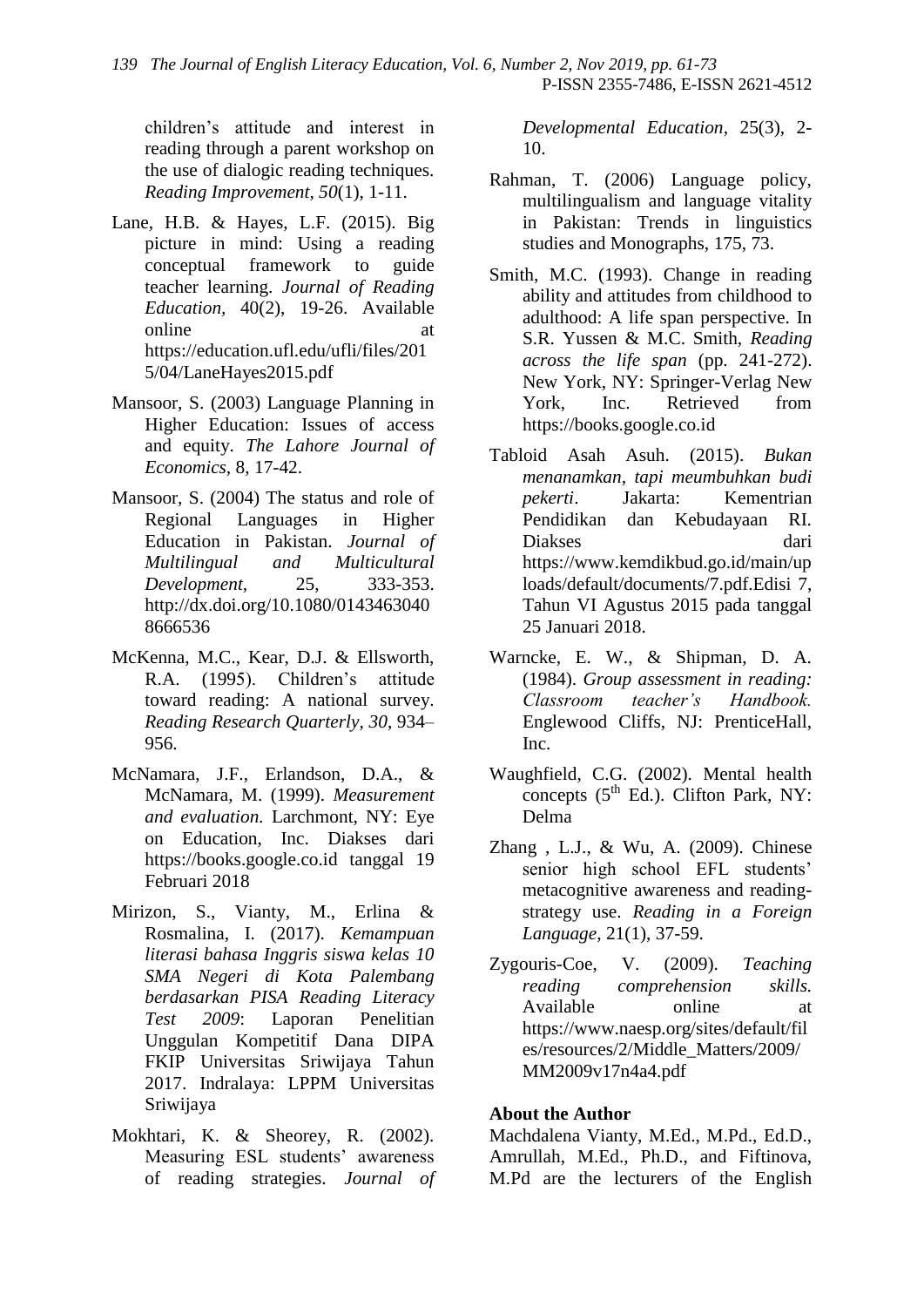children's attitude and interest in reading through a parent workshop on the use of dialogic reading techniques. *Reading Improvement*, *50*(1), 1-11.

Lane, H.B. & Hayes, L.F. (2015). Big picture in mind: Using a reading conceptual framework to guide teacher learning. *Journal of Reading Education,* 40(2), 19-26. Available online at https://education.ufl.edu/ufli/files/2015/04/LaneHayes2015.pdf

Mansoor, S. (2003) Language Planning in Higher Education: Issues of access and equity. *The Lahore Journal of Economics*, 8, 17-42.

Mansoor, S. (2004) The status and role of Regional Languages in Higher Education in Pakistan. *Journal of Multilingual and Multicultural Development*, 25, 333-353. http://dx.doi.org/10.1080/01434630408666536

McKenna, M.C., Kear, D.J. & Ellsworth, R.A. (1995). Children's attitude toward reading: A national survey. *Reading Research Quarterly, 30*, 934–956.

McNamara, J.F., Erlandson, D.A., & McNamara, M. (1999). *Measurement and evaluation.* Larchmont, NY: Eye on Education, Inc. Diakses dari https://books.google.co.id tanggal 19 Februari 2018

Mirizon, S., Vianty, M., Erlina & Rosmalina, I. (2017). *Kemampuan literasi bahasa Inggris siswa kelas 10 SMA Negeri di Kota Palembang berdasarkan PISA Reading Literacy Test 2009*: Laporan Penelitian Unggulan Kompetitif Dana DIPA FKIP Universitas Sriwijaya Tahun 2017. Indralaya: LPPM Universitas Sriwijaya

Mokhtari, K. & Sheorey, R. (2002). Measuring ESL students' awareness of reading strategies. *Journal of Developmental Education*, 25(3), 2-10.

Rahman, T. (2006) Language policy, multilingualism and language vitality in Pakistan: Trends in linguistics studies and Monographs, 175, 73.

Smith, M.C. (1993). Change in reading ability and attitudes from childhood to adulthood: A life span perspective. In S.R. Yussen & M.C. Smith, *Reading across the life span* (pp. 241-272). New York, NY: Springer-Verlag New York, Inc. Retrieved from https://books.google.co.id

Tabloid Asah Asuh. (2015). *Bukan menanamkan, tapi meumbuhkan budi pekerti*. Jakarta: Kementrian Pendidikan dan Kebudayaan RI. Diakses dari https://www.kemdikbud.go.id/main/uploads/default/documents/7.pdf.Edisi 7, Tahun VI Agustus 2015 pada tanggal 25 Januari 2018.

Warncke, E. W., & Shipman, D. A. (1984). *Group assessment in reading: Classroom teacher's Handbook.* Englewood Cliffs, NJ: PrenticeHall, Inc.

Waughfield, C.G. (2002). Mental health concepts (5th Ed.). Clifton Park, NY: Delma

Zhang , L.J., & Wu, A. (2009). Chinese senior high school EFL students' metacognitive awareness and reading-strategy use. *Reading in a Foreign Language*, 21(1), 37-59.

Zygouris-Coe, V. (2009). *Teaching reading comprehension skills.* Available online at https://www.naesp.org/sites/default/files/resources/2/Middle_Matters/2009/MM2009v17n4a4.pdf

## About the Author

Machdalena Vianty, M.Ed., M.Pd., Ed.D., Amrullah, M.Ed., Ph.D., and Fiftinova, M.Pd are the lecturers of the English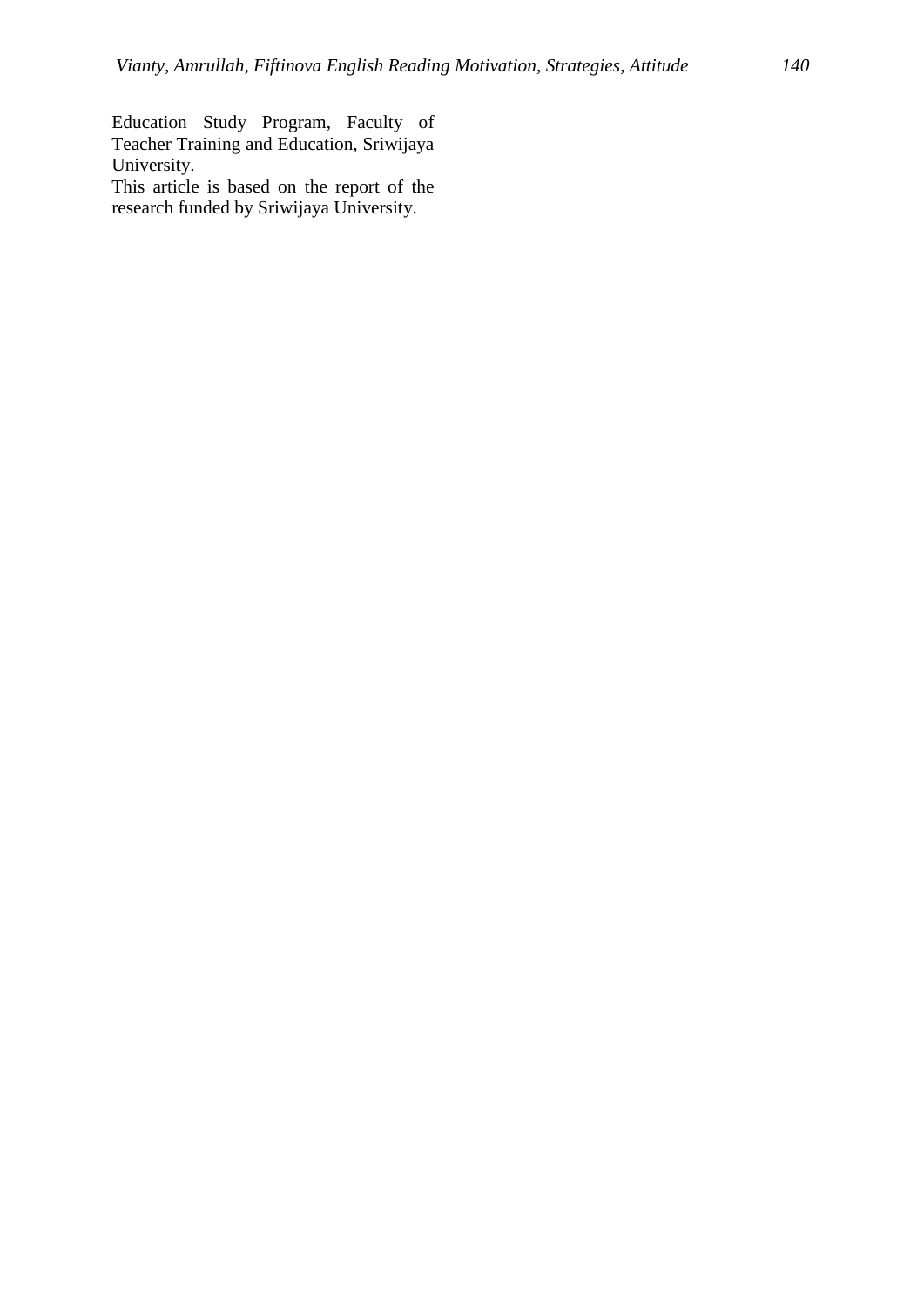Education Study Program, Faculty of Teacher Training and Education, Sriwijaya University.

This article is based on the report of the research funded by Sriwijaya University.